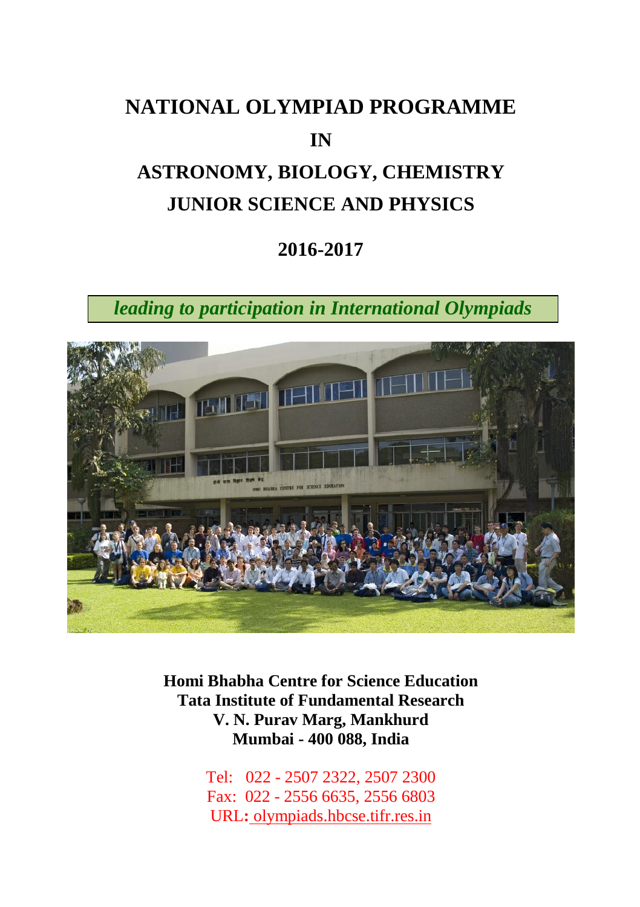# NATIONAL OLYMPIAD PROGRAMME

# IN

# ASTRONOMY, BIOLOGY, CHEMISTRY JUNIOR SCIENCE AND PHYSICS

## 2016-2017

*leading to participation in International Olympiads*

**Homi Bhabha Centre for Science Education**
**Tata Institute of Fundamental Research**
**V. N. Purav Marg, Mankhurd**
**Mumbai - 400 088, India**

Tel: 022 - 2507 2322, 2507 2300
Fax: 022 - 2556 6635, 2556 6803
URL: olympiads.hbcse.tifr.res.in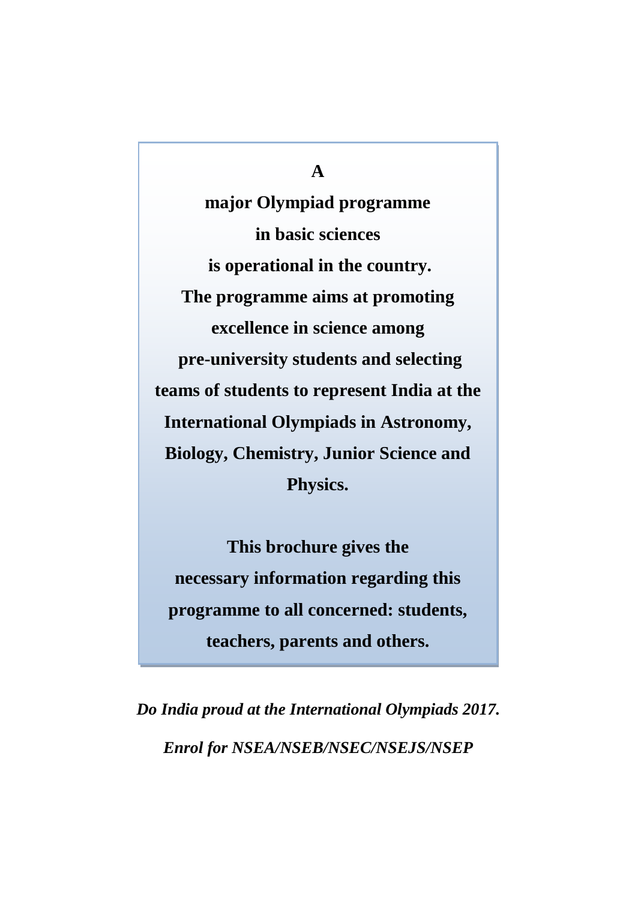**A major Olympiad programme in basic sciences is operational in the country. The programme aims at promoting excellence in science among pre-university students and selecting teams of students to represent India at the International Olympiads in Astronomy, Biology, Chemistry, Junior Science and Physics.**

**This brochure gives the necessary information regarding this programme to all concerned: students, teachers, parents and others.**

***Do India proud at the International Olympiads 2017.***

***Enrol for NSEA/NSEB/NSEC/NSEJS/NSEP***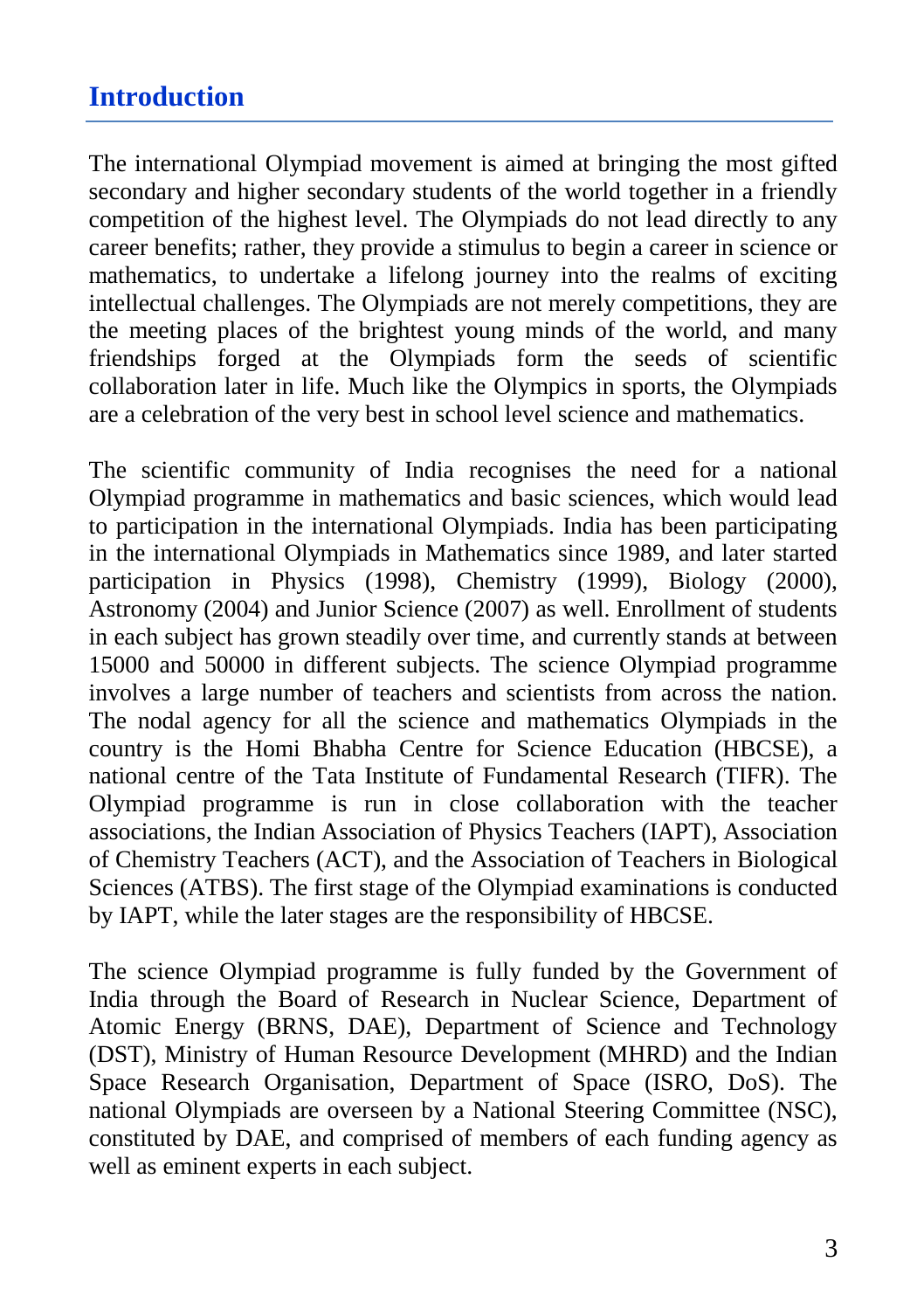# Introduction

The international Olympiad movement is aimed at bringing the most gifted secondary and higher secondary students of the world together in a friendly competition of the highest level. The Olympiads do not lead directly to any career benefits; rather, they provide a stimulus to begin a career in science or mathematics, to undertake a lifelong journey into the realms of exciting intellectual challenges. The Olympiads are not merely competitions, they are the meeting places of the brightest young minds of the world, and many friendships forged at the Olympiads form the seeds of scientific collaboration later in life. Much like the Olympics in sports, the Olympiads are a celebration of the very best in school level science and mathematics.

The scientific community of India recognises the need for a national Olympiad programme in mathematics and basic sciences, which would lead to participation in the international Olympiads. India has been participating in the international Olympiads in Mathematics since 1989, and later started participation in Physics (1998), Chemistry (1999), Biology (2000), Astronomy (2004) and Junior Science (2007) as well. Enrollment of students in each subject has grown steadily over time, and currently stands at between 15000 and 50000 in different subjects. The science Olympiad programme involves a large number of teachers and scientists from across the nation. The nodal agency for all the science and mathematics Olympiads in the country is the Homi Bhabha Centre for Science Education (HBCSE), a national centre of the Tata Institute of Fundamental Research (TIFR). The Olympiad programme is run in close collaboration with the teacher associations, the Indian Association of Physics Teachers (IAPT), Association of Chemistry Teachers (ACT), and the Association of Teachers in Biological Sciences (ATBS). The first stage of the Olympiad examinations is conducted by IAPT, while the later stages are the responsibility of HBCSE.

The science Olympiad programme is fully funded by the Government of India through the Board of Research in Nuclear Science, Department of Atomic Energy (BRNS, DAE), Department of Science and Technology (DST), Ministry of Human Resource Development (MHRD) and the Indian Space Research Organisation, Department of Space (ISRO, DoS). The national Olympiads are overseen by a National Steering Committee (NSC), constituted by DAE, and comprised of members of each funding agency as well as eminent experts in each subject.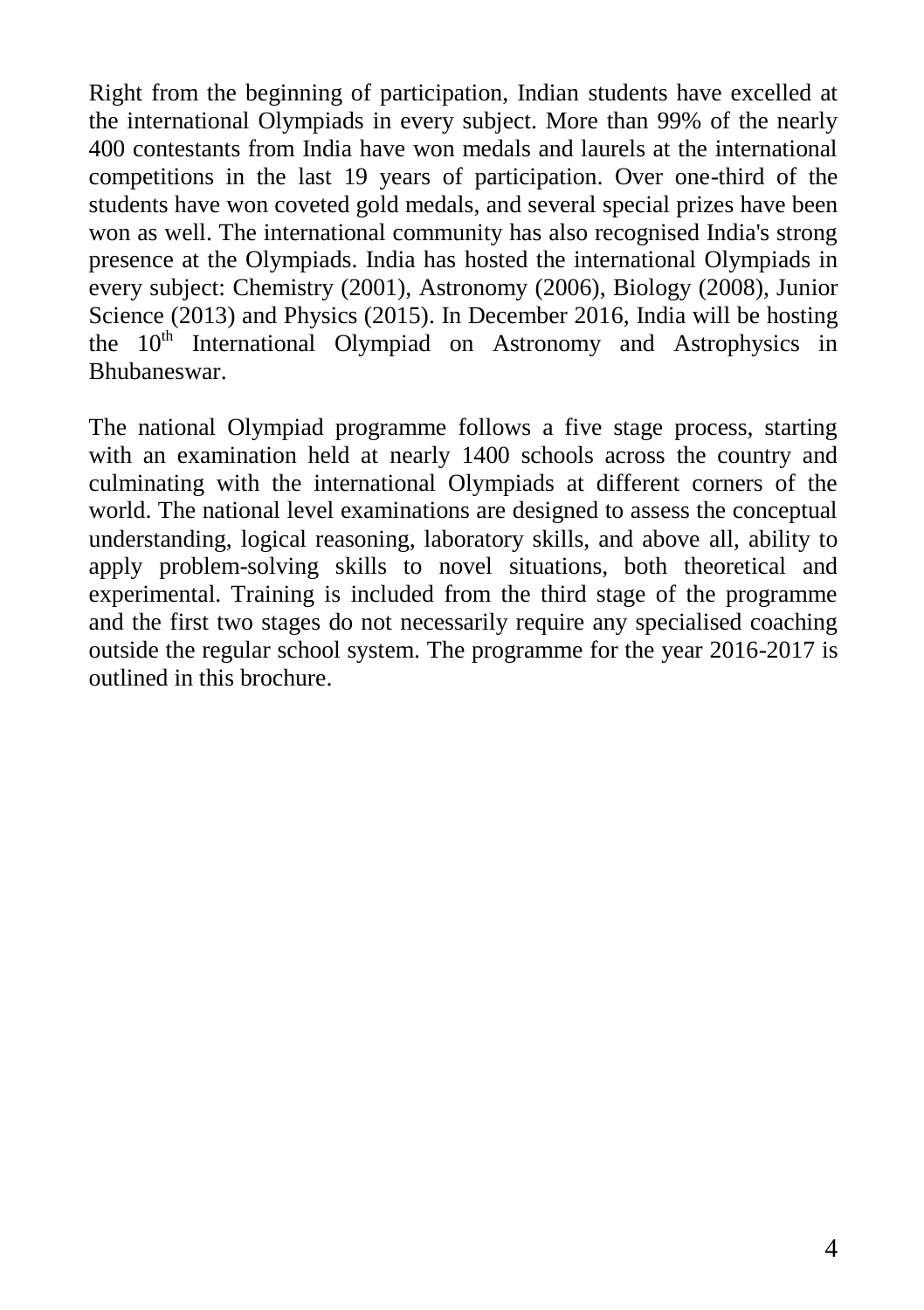Right from the beginning of participation, Indian students have excelled at the international Olympiads in every subject. More than 99% of the nearly 400 contestants from India have won medals and laurels at the international competitions in the last 19 years of participation. Over one-third of the students have won coveted gold medals, and several special prizes have been won as well. The international community has also recognised India's strong presence at the Olympiads. India has hosted the international Olympiads in every subject: Chemistry (2001), Astronomy (2006), Biology (2008), Junior Science (2013) and Physics (2015). In December 2016, India will be hosting the 10$^{th}$ International Olympiad on Astronomy and Astrophysics in Bhubaneswar.

The national Olympiad programme follows a five stage process, starting with an examination held at nearly 1400 schools across the country and culminating with the international Olympiads at different corners of the world. The national level examinations are designed to assess the conceptual understanding, logical reasoning, laboratory skills, and above all, ability to apply problem-solving skills to novel situations, both theoretical and experimental. Training is included from the third stage of the programme and the first two stages do not necessarily require any specialised coaching outside the regular school system. The programme for the year 2016-2017 is outlined in this brochure.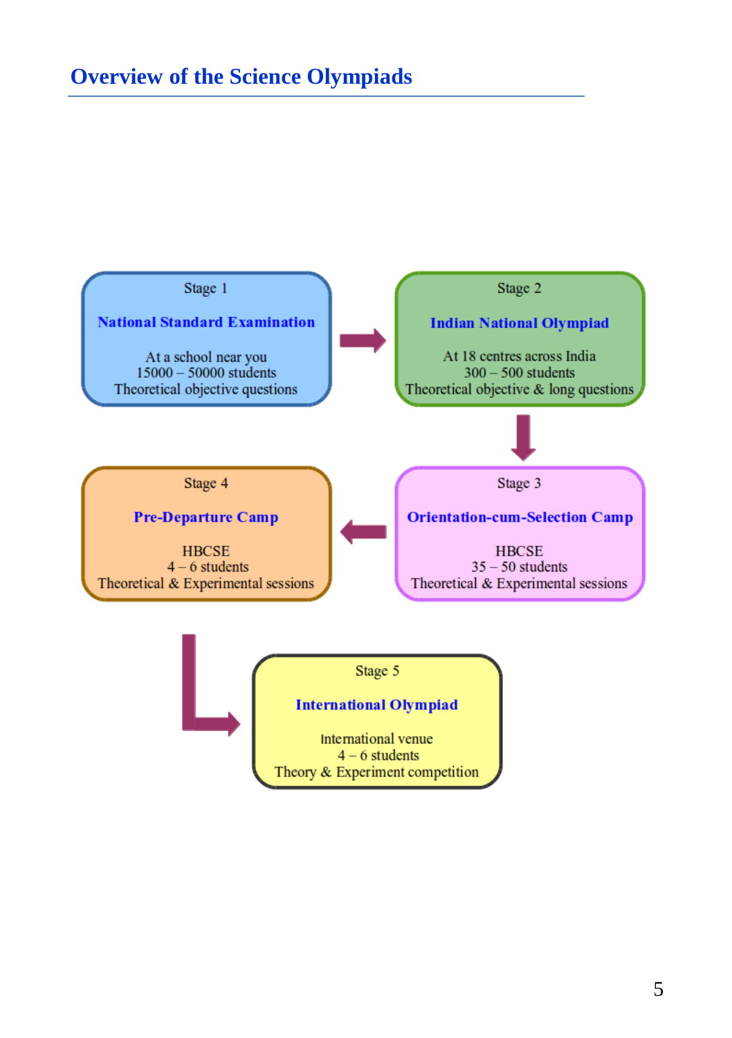## Overview of the Science Olympiads

Stage 1

**National Standard Examination**

At a school near you
15000 – 50000 students
Theoretical objective questions

Stage 2

**Indian National Olympiad**

At 18 centres across India
300 – 500 students
Theoretical objective & long questions

Stage 3

**Orientation-cum-Selection Camp**

HBCSE
35 – 50 students
Theoretical & Experimental sessions

Stage 4

**Pre-Departure Camp**

HBCSE
4 – 6 students
Theoretical & Experimental sessions

Stage 5

**International Olympiad**

International venue
4 – 6 students
Theory & Experiment competition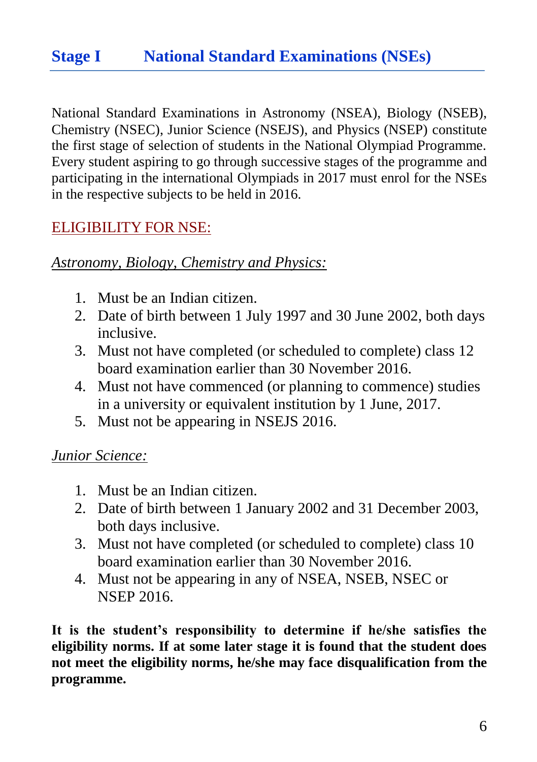## Stage I National Standard Examinations (NSEs)

National Standard Examinations in Astronomy (NSEA), Biology (NSEB), Chemistry (NSEC), Junior Science (NSEJS), and Physics (NSEP) constitute the first stage of selection of students in the National Olympiad Programme. Every student aspiring to go through successive stages of the programme and participating in the international Olympiads in 2017 must enrol for the NSEs in the respective subjects to be held in 2016.

### ELIGIBILITY FOR NSE:

*Astronomy, Biology, Chemistry and Physics:*

1. Must be an Indian citizen.
2. Date of birth between 1 July 1997 and 30 June 2002, both days inclusive.
3. Must not have completed (or scheduled to complete) class 12 board examination earlier than 30 November 2016.
4. Must not have commenced (or planning to commence) studies in a university or equivalent institution by 1 June, 2017.
5. Must not be appearing in NSEJS 2016.

*Junior Science:*

1. Must be an Indian citizen.
2. Date of birth between 1 January 2002 and 31 December 2003, both days inclusive.
3. Must have completed (or scheduled to complete) class 10 board examination earlier than 30 November 2016.
4. Must not be appearing in any of NSEA, NSEB, NSEC or NSEP 2016.

**It is the student's responsibility to determine if he/she satisfies the eligibility norms. If at some later stage it is found that the student does not meet the eligibility norms, he/she may face disqualification from the programme.**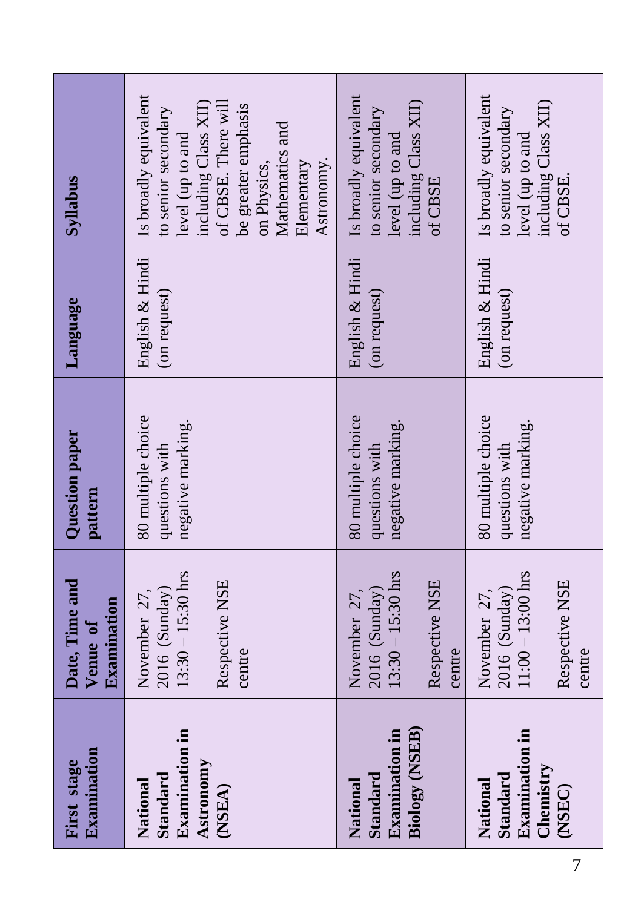| First stage Examination | Date, Time and Venue of Examination | Question paper pattern | Language | Syllabus |
|---|---|---|---|---|
| **National Standard Examination in Astronomy (NSEA)** | November 27, 2016 (Sunday) 13:30 – 15:30 hrs<br><br>Respective NSE centre | 80 multiple choice questions with negative marking. | English & Hindi (on request) | Is broadly equivalent to senior secondary level (up to and including Class XII) of CBSE. There will be greater emphasis on Physics, Mathematics and Elementary Astronomy. |
| **National Standard Examination in Biology (NSEB)** | November 27, 2016 (Sunday) 13:30 – 15:30 hrs<br><br>Respective NSE centre | 80 multiple choice questions with negative marking. | English & Hindi (on request) | Is broadly equivalent to senior secondary level (up to and including Class XII) of CBSE |
| **National Standard Examination in Chemistry (NSEC)** | November 27, 2016 (Sunday) 11:00 – 13:00 hrs<br><br>Respective NSE centre | 80 multiple choice questions with negative marking. | English & Hindi (on request) | Is broadly equivalent to senior secondary level (up to and including Class XII) of CBSE. |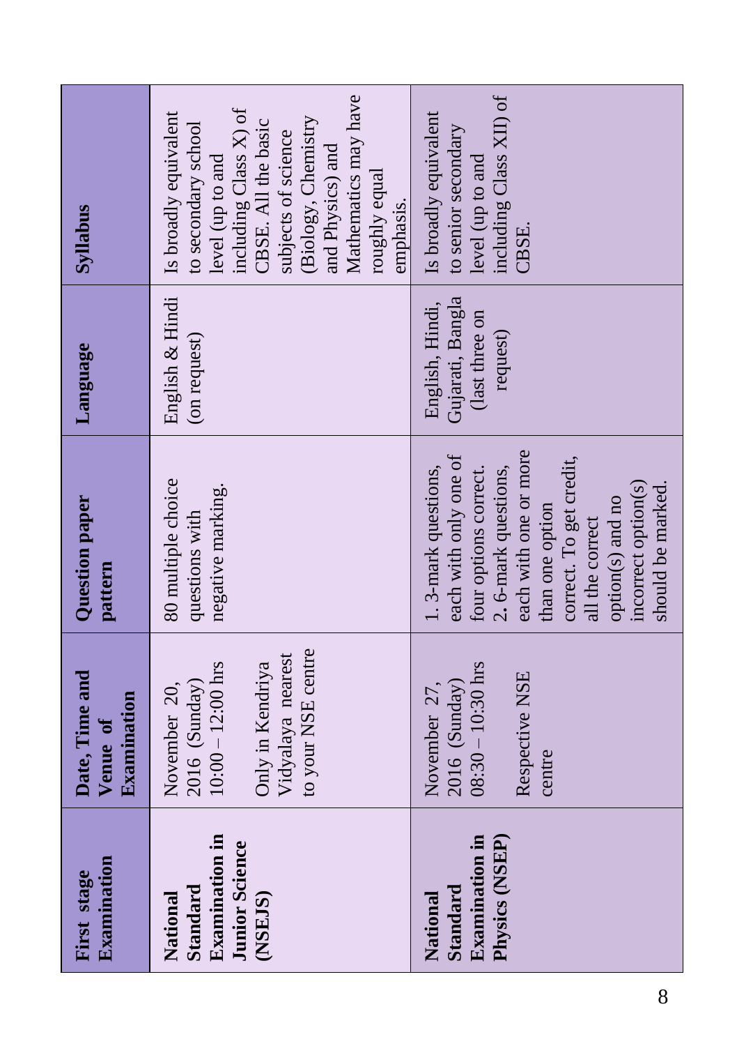| First stage Examination | Date, Time and Venue of Examination | Question paper pattern | Language | Syllabus |
|---|---|---|---|---|
| **National Standard Examination in Junior Science (NSEJS)** | November 20, 2016 (Sunday) 10:00 – 12:00 hrs<br><br>Only in Kendriya Vidyalaya nearest to your NSE centre | 80 multiple choice questions with negative marking. | English & Hindi (on request) | Is broadly equivalent to secondary school level (up to and including Class X) of CBSE. All the basic subjects of science (Biology, Chemistry and Physics) and Mathematics may have roughly equal emphasis. |
| **National Standard Examination in Physics (NSEP)** | November 27, 2016 (Sunday) 08:30 – 10:30 hrs<br><br>Respective NSE centre | 1. 3-mark questions, each with only one of four options correct.<br>2. 6-mark questions, each with one or more than one option correct. To get credit, all the correct option(s) and no incorrect option(s) should be marked. | English, Hindi, Gujarati, Bangla (last three on request) | Is broadly equivalent to senior secondary level (up to and including Class XII) of CBSE. |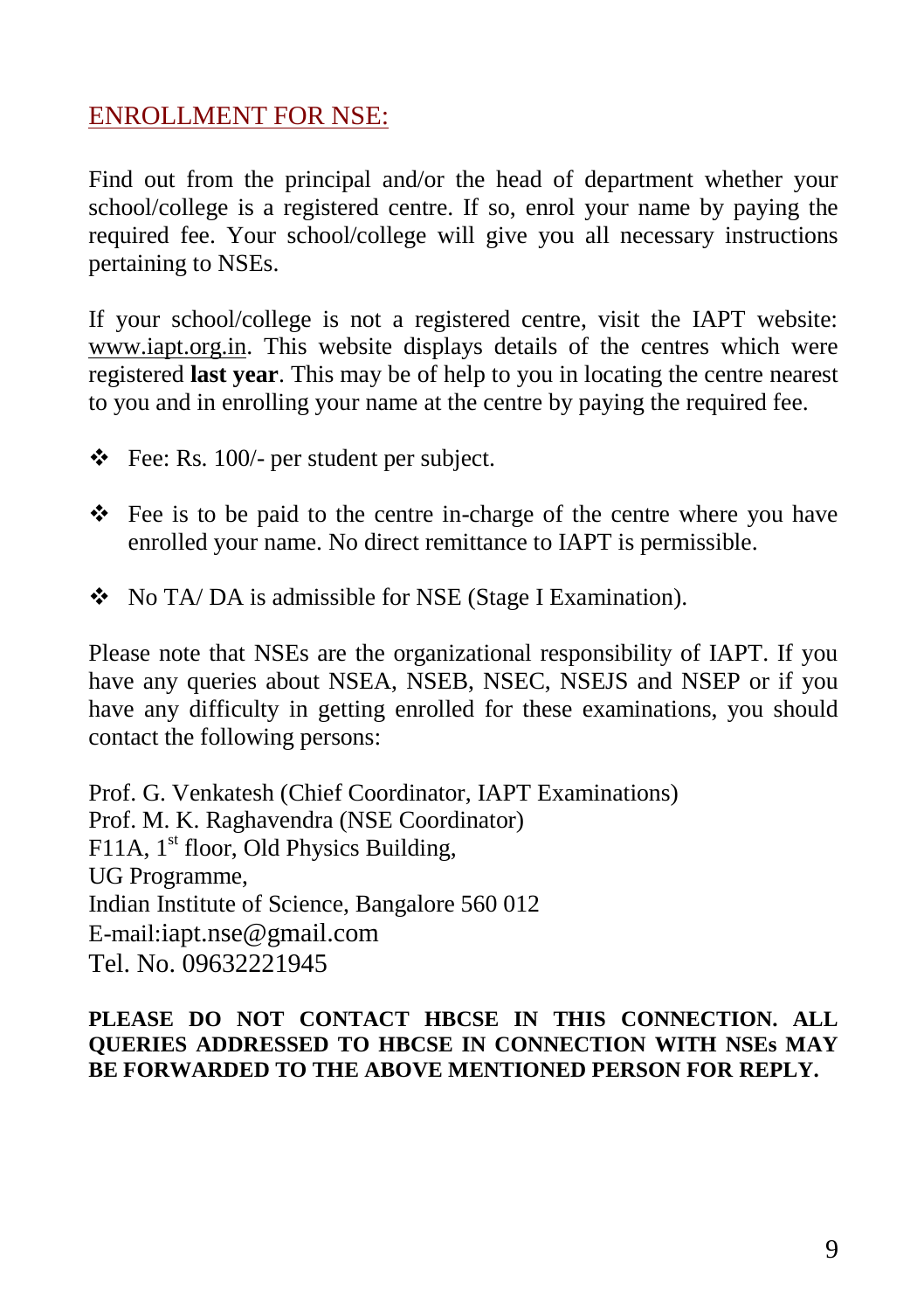## ENROLLMENT FOR NSE:

Find out from the principal and/or the head of department whether your school/college is a registered centre. If so, enrol your name by paying the required fee. Your school/college will give you all necessary instructions pertaining to NSEs.

If your school/college is not a registered centre, visit the IAPT website: www.iapt.org.in. This website displays details of the centres which were registered **last year**. This may be of help to you in locating the centre nearest to you and in enrolling your name at the centre by paying the required fee.

- Fee: Rs. 100/- per student per subject.

- Fee is to be paid to the centre in-charge of the centre where you have enrolled your name. No direct remittance to IAPT is permissible.

- No TA/ DA is admissible for NSE (Stage I Examination).

Please note that NSEs are the organizational responsibility of IAPT. If you have any queries about NSEA, NSEB, NSEC, NSEJS and NSEP or if you have any difficulty in getting enrolled for these examinations, you should contact the following persons:

Prof. G. Venkatesh (Chief Coordinator, IAPT Examinations)
Prof. M. K. Raghavendra (NSE Coordinator)
F11A, 1st floor, Old Physics Building,
UG Programme,
Indian Institute of Science, Bangalore 560 012
E-mail:iapt.nse@gmail.com
Tel. No. 09632221945

**PLEASE DO NOT CONTACT HBCSE IN THIS CONNECTION. ALL QUERIES ADDRESSED TO HBCSE IN CONNECTION WITH NSEs MAY BE FORWARDED TO THE ABOVE MENTIONED PERSON FOR REPLY.**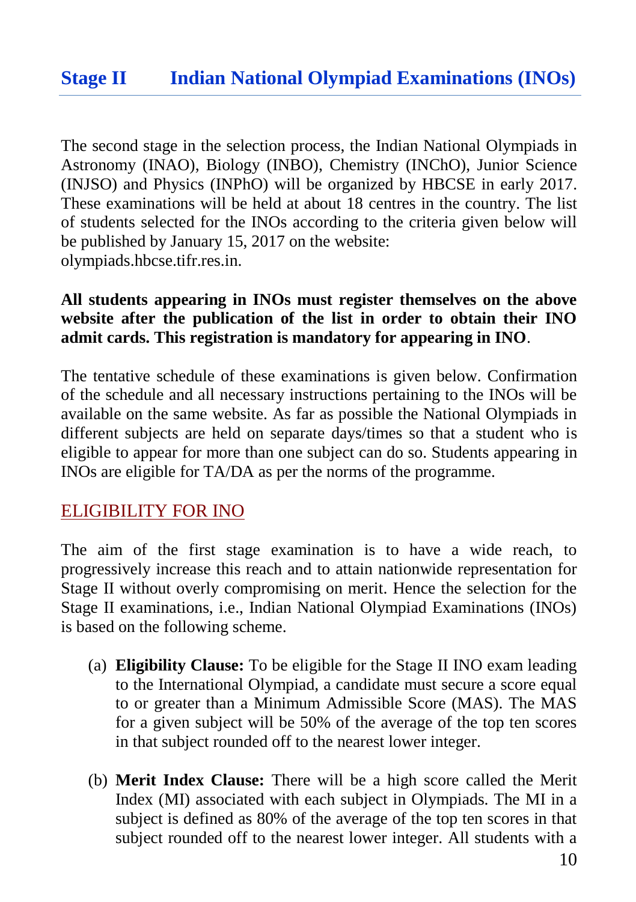## Stage II Indian National Olympiad Examinations (INOs)

The second stage in the selection process, the Indian National Olympiads in Astronomy (INAO), Biology (INBO), Chemistry (INChO), Junior Science (INJSO) and Physics (INPhO) will be organized by HBCSE in early 2017. These examinations will be held at about 18 centres in the country. The list of students selected for the INOs according to the criteria given below will be published by January 15, 2017 on the website: olympiads.hbcse.tifr.res.in.

**All students appearing in INOs must register themselves on the above website after the publication of the list in order to obtain their INO admit cards. This registration is mandatory for appearing in INO**.

The tentative schedule of these examinations is given below. Confirmation of the schedule and all necessary instructions pertaining to the INOs will be available on the same website. As far as possible the National Olympiads in different subjects are held on separate days/times so that a student who is eligible to appear for more than one subject can do so. Students appearing in INOs are eligible for TA/DA as per the norms of the programme.

### ELIGIBILITY FOR INO

The aim of the first stage examination is to have a wide reach, to progressively increase this reach and to attain nationwide representation for Stage II without overly compromising on merit. Hence the selection for the Stage II examinations, i.e., Indian National Olympiad Examinations (INOs) is based on the following scheme.

(a) **Eligibility Clause:** To be eligible for the Stage II INO exam leading to the International Olympiad, a candidate must secure a score equal to or greater than a Minimum Admissible Score (MAS). The MAS for a given subject will be 50% of the average of the top ten scores in that subject rounded off to the nearest lower integer.

(b) **Merit Index Clause:** There will be a high score called the Merit Index (MI) associated with each subject in Olympiads. The MI in a subject is defined as 80% of the average of the top ten scores in that subject rounded off to the nearest lower integer. All students with a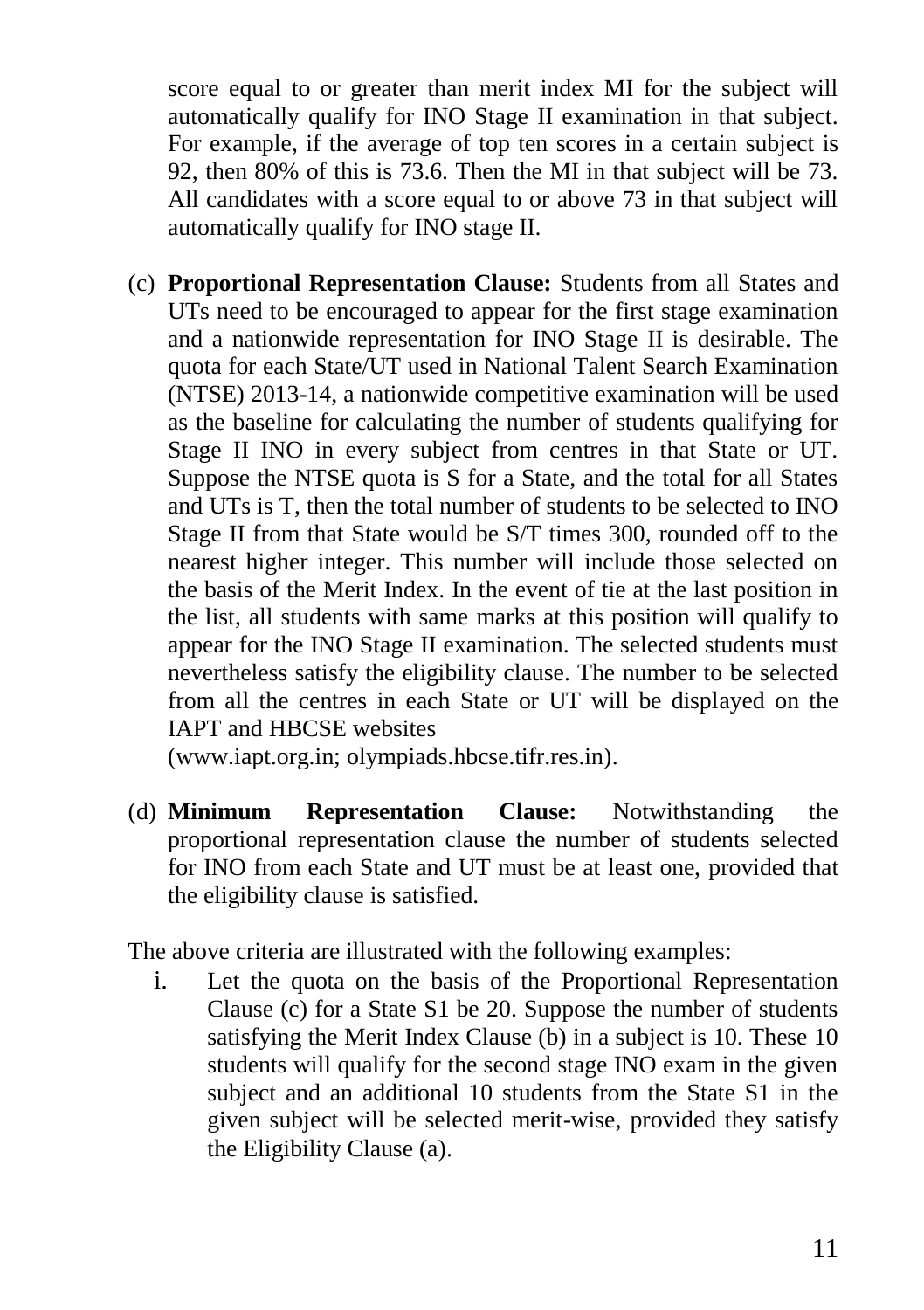score equal to or greater than merit index MI for the subject will automatically qualify for INO Stage II examination in that subject. For example, if the average of top ten scores in a certain subject is 92, then 80% of this is 73.6. Then the MI in that subject will be 73. All candidates with a score equal to or above 73 in that subject will automatically qualify for INO stage II.

(c) **Proportional Representation Clause:** Students from all States and UTs need to be encouraged to appear for the first stage examination and a nationwide representation for INO Stage II is desirable. The quota for each State/UT used in National Talent Search Examination (NTSE) 2013-14, a nationwide competitive examination will be used as the baseline for calculating the number of students qualifying for Stage II INO in every subject from centres in that State or UT. Suppose the NTSE quota is S for a State, and the total for all States and UTs is T, then the total number of students to be selected to INO Stage II from that State would be S/T times 300, rounded off to the nearest higher integer. This number will include those selected on the basis of the Merit Index. In the event of tie at the last position in the list, all students with same marks at this position will qualify to appear for the INO Stage II examination. The selected students must nevertheless satisfy the eligibility clause. The number to be selected from all the centres in each State or UT will be displayed on the IAPT and HBCSE websites (www.iapt.org.in; olympiads.hbcse.tifr.res.in).

(d) **Minimum Representation Clause:** Notwithstanding the proportional representation clause the number of students selected for INO from each State and UT must be at least one, provided that the eligibility clause is satisfied.

The above criteria are illustrated with the following examples:

i. Let the quota on the basis of the Proportional Representation Clause (c) for a State S1 be 20. Suppose the number of students satisfying the Merit Index Clause (b) in a subject is 10. These 10 students will qualify for the second stage INO exam in the given subject and an additional 10 students from the State S1 in the given subject will be selected merit-wise, provided they satisfy the Eligibility Clause (a).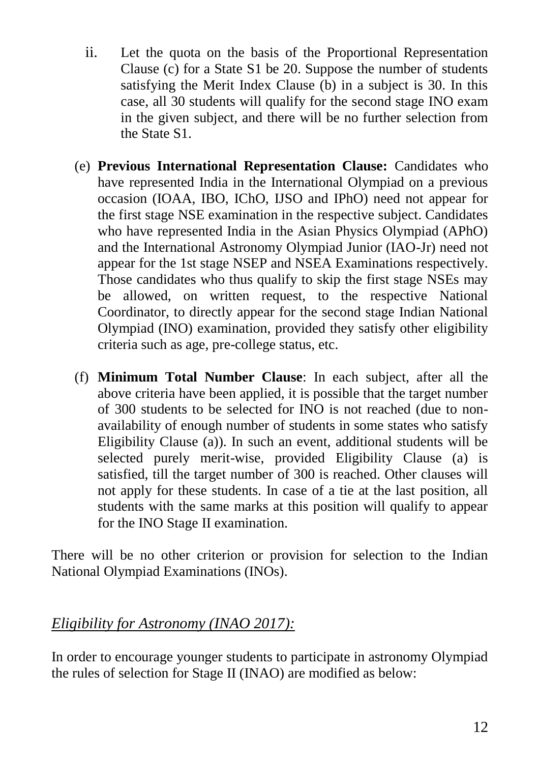ii. Let the quota on the basis of the Proportional Representation Clause (c) for a State S1 be 20. Suppose the number of students satisfying the Merit Index Clause (b) in a subject is 30. In this case, all 30 students will qualify for the second stage INO exam in the given subject, and there will be no further selection from the State S1.

(e) **Previous International Representation Clause:** Candidates who have represented India in the International Olympiad on a previous occasion (IOAA, IBO, IChO, IJSO and IPhO) need not appear for the first stage NSE examination in the respective subject. Candidates who have represented India in the Asian Physics Olympiad (APhO) and the International Astronomy Olympiad Junior (IAO-Jr) need not appear for the 1st stage NSEP and NSEA Examinations respectively. Those candidates who thus qualify to skip the first stage NSEs may be allowed, on written request, to the respective National Coordinator, to directly appear for the second stage Indian National Olympiad (INO) examination, provided they satisfy other eligibility criteria such as age, pre-college status, etc.

(f) **Minimum Total Number Clause**: In each subject, after all the above criteria have been applied, it is possible that the target number of 300 students to be selected for INO is not reached (due to non-availability of enough number of students in some states who satisfy Eligibility Clause (a)). In such an event, additional students will be selected purely merit-wise, provided Eligibility Clause (a) is satisfied, till the target number of 300 is reached. Other clauses will not apply for these students. In case of a tie at the last position, all students with the same marks at this position will qualify to appear for the INO Stage II examination.

There will be no other criterion or provision for selection to the Indian National Olympiad Examinations (INOs).

*Eligibility for Astronomy (INAO 2017):*

In order to encourage younger students to participate in astronomy Olympiad the rules of selection for Stage II (INAO) are modified as below: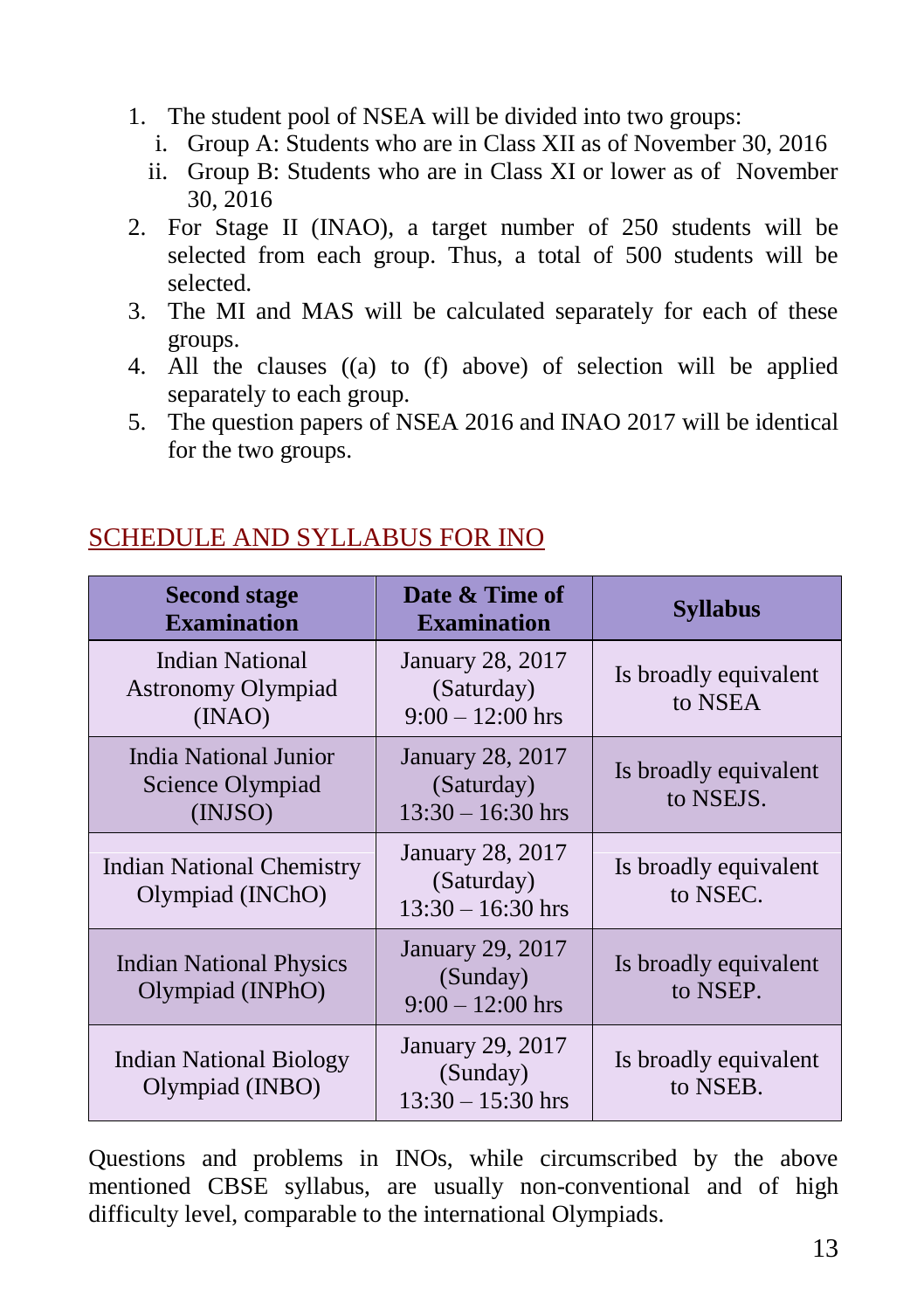1. The student pool of NSEA will be divided into two groups:
   i. Group A: Students who are in Class XII as of November 30, 2016
   ii. Group B: Students who are in Class XI or lower as of November 30, 2016
2. For Stage II (INAO), a target number of 250 students will be selected from each group. Thus, a total of 500 students will be selected.
3. The MI and MAS will be calculated separately for each of these groups.
4. All the clauses ((a) to (f) above) of selection will be applied separately to each group.
5. The question papers of NSEA 2016 and INAO 2017 will be identical for the two groups.

## SCHEDULE AND SYLLABUS FOR INO

| Second stage Examination | Date & Time of Examination | Syllabus |
|---|---|---|
| Indian National Astronomy Olympiad (INAO) | January 28, 2017 (Saturday) 9:00 – 12:00 hrs | Is broadly equivalent to NSEA |
| India National Junior Science Olympiad (INJSO) | January 28, 2017 (Saturday) 13:30 – 16:30 hrs | Is broadly equivalent to NSEJS. |
| Indian National Chemistry Olympiad (INChO) | January 28, 2017 (Saturday) 13:30 – 16:30 hrs | Is broadly equivalent to NSEC. |
| Indian National Physics Olympiad (INPhO) | January 29, 2017 (Sunday) 9:00 – 12:00 hrs | Is broadly equivalent to NSEP. |
| Indian National Biology Olympiad (INBO) | January 29, 2017 (Sunday) 13:30 – 15:30 hrs | Is broadly equivalent to NSEB. |

Questions and problems in INOs, while circumscribed by the above mentioned CBSE syllabus, are usually non-conventional and of high difficulty level, comparable to the international Olympiads.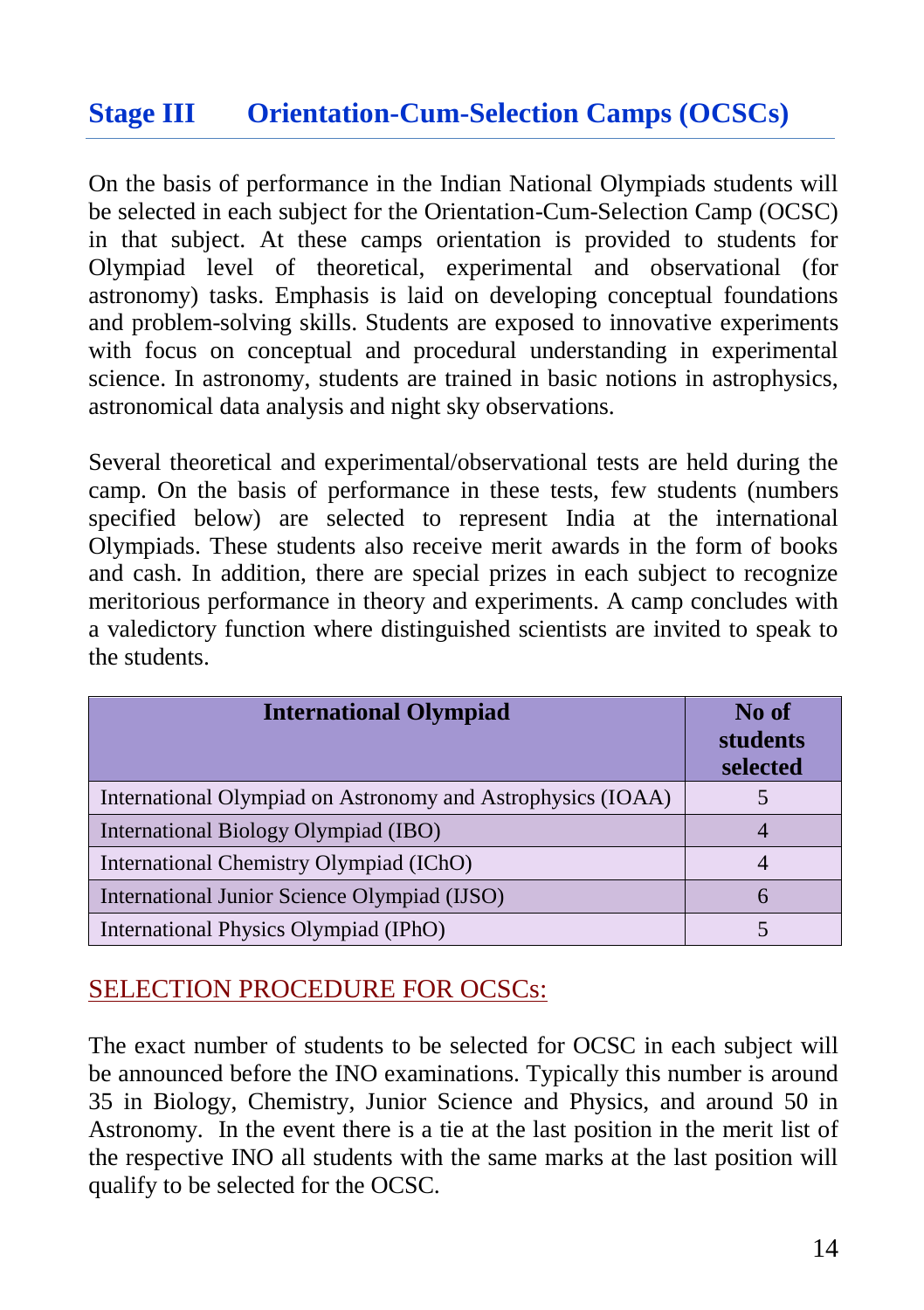## Stage III Orientation-Cum-Selection Camps (OCSCs)

On the basis of performance in the Indian National Olympiads students will be selected in each subject for the Orientation-Cum-Selection Camp (OCSC) in that subject. At these camps orientation is provided to students for Olympiad level of theoretical, experimental and observational (for astronomy) tasks. Emphasis is laid on developing conceptual foundations and problem-solving skills. Students are exposed to innovative experiments with focus on conceptual and procedural understanding in experimental science. In astronomy, students are trained in basic notions in astrophysics, astronomical data analysis and night sky observations.

Several theoretical and experimental/observational tests are held during the camp. On the basis of performance in these tests, few students (numbers specified below) are selected to represent India at the international Olympiads. These students also receive merit awards in the form of books and cash. In addition, there are special prizes in each subject to recognize meritorious performance in theory and experiments. A camp concludes with a valedictory function where distinguished scientists are invited to speak to the students.

| International Olympiad | No of students selected |
|---|---|
| International Olympiad on Astronomy and Astrophysics (IOAA) | 5 |
| International Biology Olympiad (IBO) | 4 |
| International Chemistry Olympiad (IChO) | 4 |
| International Junior Science Olympiad (IJSO) | 6 |
| International Physics Olympiad (IPhO) | 5 |

### SELECTION PROCEDURE FOR OCSCs:

The exact number of students to be selected for OCSC in each subject will be announced before the INO examinations. Typically this number is around 35 in Biology, Chemistry, Junior Science and Physics, and around 50 in Astronomy. In the event there is a tie at the last position in the merit list of the respective INO all students with the same marks at the last position will qualify to be selected for the OCSC.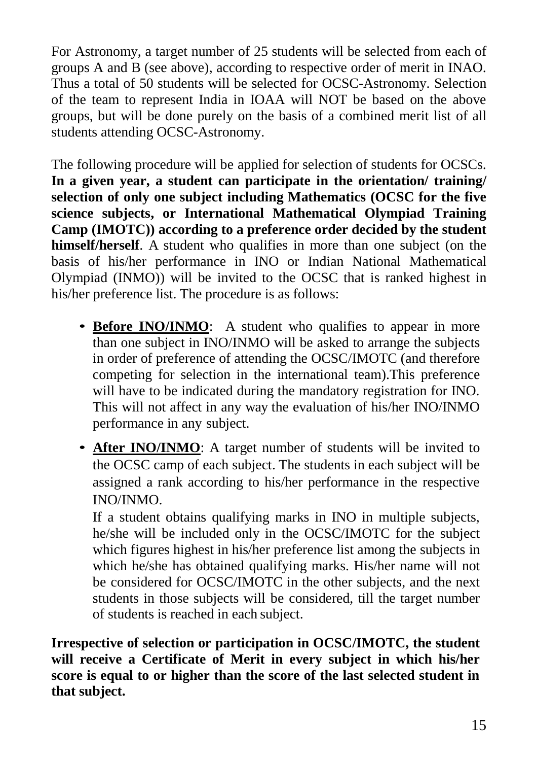For Astronomy, a target number of 25 students will be selected from each of groups A and B (see above), according to respective order of merit in INAO. Thus a total of 50 students will be selected for OCSC-Astronomy. Selection of the team to represent India in IOAA will NOT be based on the above groups, but will be done purely on the basis of a combined merit list of all students attending OCSC-Astronomy.

The following procedure will be applied for selection of students for OCSCs. **In a given year, a student can participate in the orientation/ training/ selection of only one subject including Mathematics (OCSC for the five science subjects, or International Mathematical Olympiad Training Camp (IMOTC)) according to a preference order decided by the student himself/herself**. A student who qualifies in more than one subject (on the basis of his/her performance in INO or Indian National Mathematical Olympiad (INMO)) will be invited to the OCSC that is ranked highest in his/her preference list. The procedure is as follows:

- **<u>Before INO/INMO</u>**: A student who qualifies to appear in more than one subject in INO/INMO will be asked to arrange the subjects in order of preference of attending the OCSC/IMOTC (and therefore competing for selection in the international team).This preference will have to be indicated during the mandatory registration for INO. This will not affect in any way the evaluation of his/her INO/INMO performance in any subject.
- **<u>After INO/INMO</u>**: A target number of students will be invited to the OCSC camp of each subject. The students in each subject will be assigned a rank according to his/her performance in the respective INO/INMO.

  If a student obtains qualifying marks in INO in multiple subjects, he/she will be included only in the OCSC/IMOTC for the subject which figures highest in his/her preference list among the subjects in which he/she has obtained qualifying marks. His/her name will not be considered for OCSC/IMOTC in the other subjects, and the next students in those subjects will be considered, till the target number of students is reached in each subject.

**Irrespective of selection or participation in OCSC/IMOTC, the student will receive a Certificate of Merit in every subject in which his/her score is equal to or higher than the score of the last selected student in that subject.**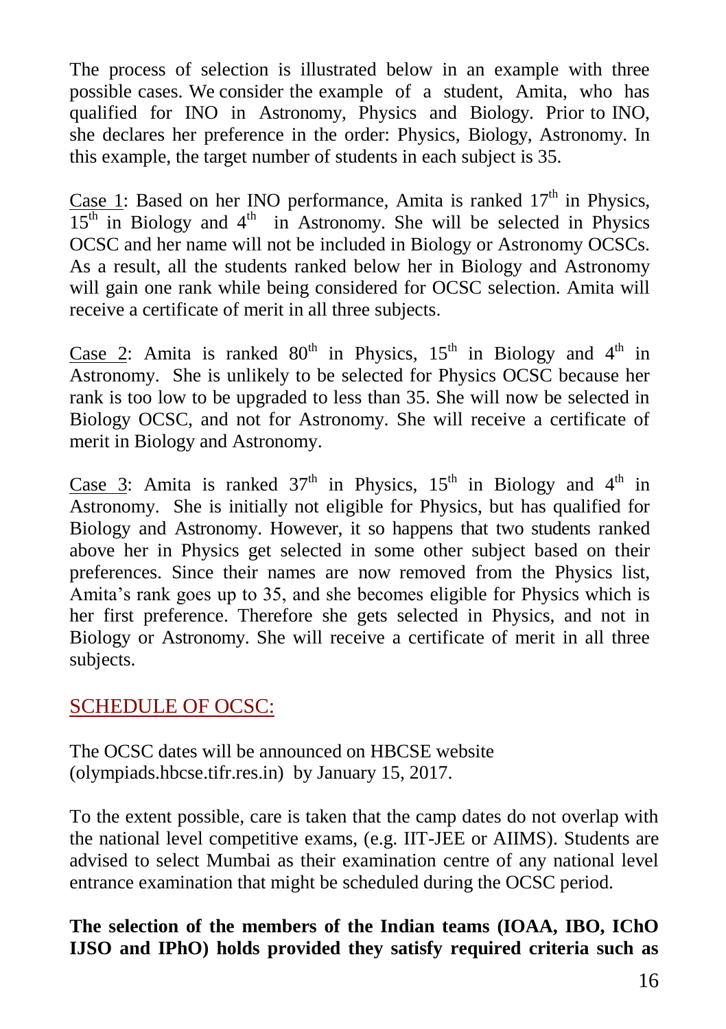The process of selection is illustrated below in an example with three possible cases. We consider the example of a student, Amita, who has qualified for INO in Astronomy, Physics and Biology. Prior to INO, she declares her preference in the order: Physics, Biology, Astronomy. In this example, the target number of students in each subject is 35.

Case 1: Based on her INO performance, Amita is ranked 17th in Physics, 15th in Biology and 4th in Astronomy. She will be selected in Physics OCSC and her name will not be included in Biology or Astronomy OCSCs. As a result, all the students ranked below her in Biology and Astronomy will gain one rank while being considered for OCSC selection. Amita will receive a certificate of merit in all three subjects.

Case 2: Amita is ranked 80th in Physics, 15th in Biology and 4th in Astronomy. She is unlikely to be selected for Physics OCSC because her rank is too low to be upgraded to less than 35. She will now be selected in Biology OCSC, and not for Astronomy. She will receive a certificate of merit in Biology and Astronomy.

Case 3: Amita is ranked 37th in Physics, 15th in Biology and 4th in Astronomy. She is initially not eligible for Physics, but has qualified for Biology and Astronomy. However, it so happens that two students ranked above her in Physics get selected in some other subject based on their preferences. Since their names are now removed from the Physics list, Amita's rank goes up to 35, and she becomes eligible for Physics which is her first preference. Therefore she gets selected in Physics, and not in Biology or Astronomy. She will receive a certificate of merit in all three subjects.

## SCHEDULE OF OCSC:

The OCSC dates will be announced on HBCSE website (olympiads.hbcse.tifr.res.in) by January 15, 2017.

To the extent possible, care is taken that the camp dates do not overlap with the national level competitive exams, (e.g. IIT-JEE or AIIMS). Students are advised to select Mumbai as their examination centre of any national level entrance examination that might be scheduled during the OCSC period.

**The selection of the members of the Indian teams (IOAA, IBO, IChO IJSO and IPhO) holds provided they satisfy required criteria such as**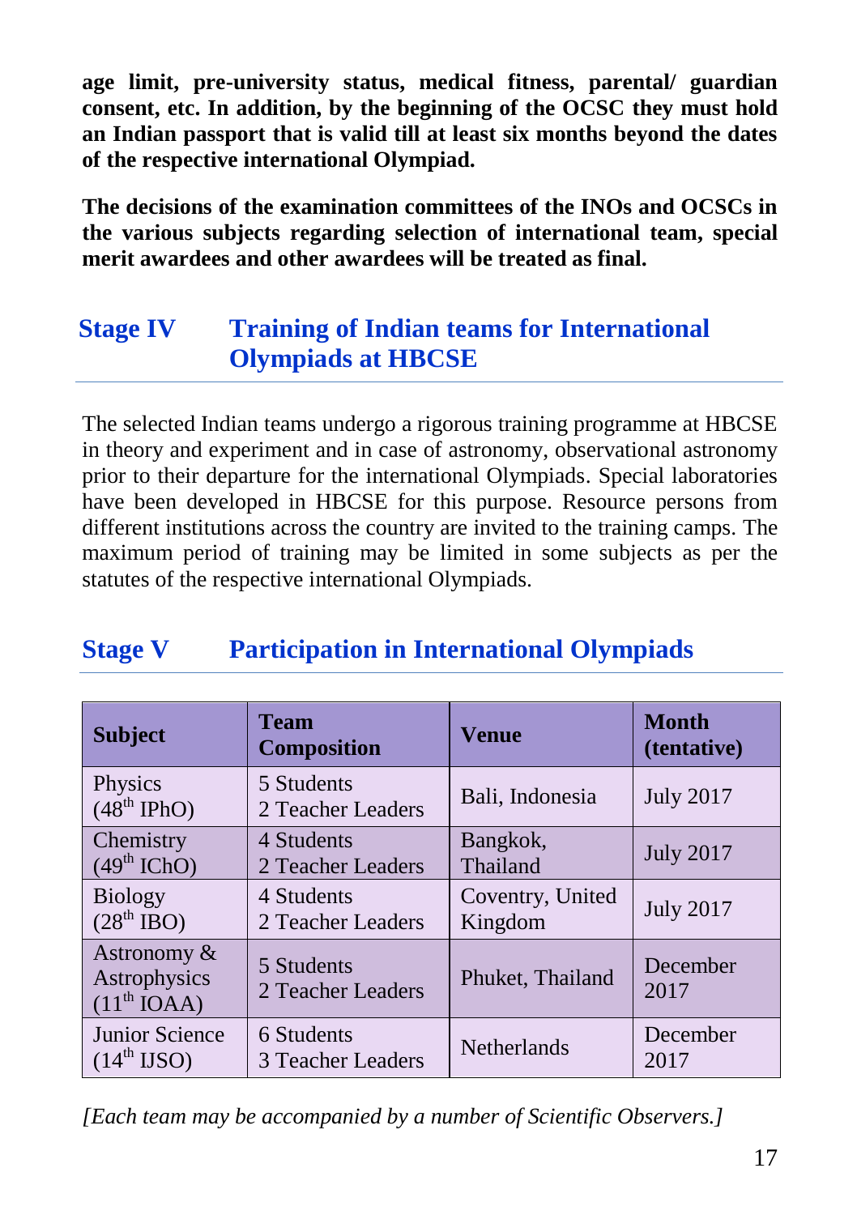**age limit, pre-university status, medical fitness, parental/ guardian consent, etc. In addition, by the beginning of the OCSC they must hold an Indian passport that is valid till at least six months beyond the dates of the respective international Olympiad.**

**The decisions of the examination committees of the INOs and OCSCs in the various subjects regarding selection of international team, special merit awardees and other awardees will be treated as final.**

## Stage IV Training of Indian teams for International Olympiads at HBCSE

The selected Indian teams undergo a rigorous training programme at HBCSE in theory and experiment and in case of astronomy, observational astronomy prior to their departure for the international Olympiads. Special laboratories have been developed in HBCSE for this purpose. Resource persons from different institutions across the country are invited to the training camps. The maximum period of training may be limited in some subjects as per the statutes of the respective international Olympiads.

## Stage V Participation in International Olympiads

| Subject | Team Composition | Venue | Month (tentative) |
|---|---|---|---|
| Physics (48th IPhO) | 5 Students<br>2 Teacher Leaders | Bali, Indonesia | July 2017 |
| Chemistry (49th IChO) | 4 Students<br>2 Teacher Leaders | Bangkok, Thailand | July 2017 |
| Biology (28th IBO) | 4 Students<br>2 Teacher Leaders | Coventry, United Kingdom | July 2017 |
| Astronomy & Astrophysics (11th IOAA) | 5 Students<br>2 Teacher Leaders | Phuket, Thailand | December 2017 |
| Junior Science (14th IJSO) | 6 Students<br>3 Teacher Leaders | Netherlands | December 2017 |

*[Each team may be accompanied by a number of Scientific Observers.]*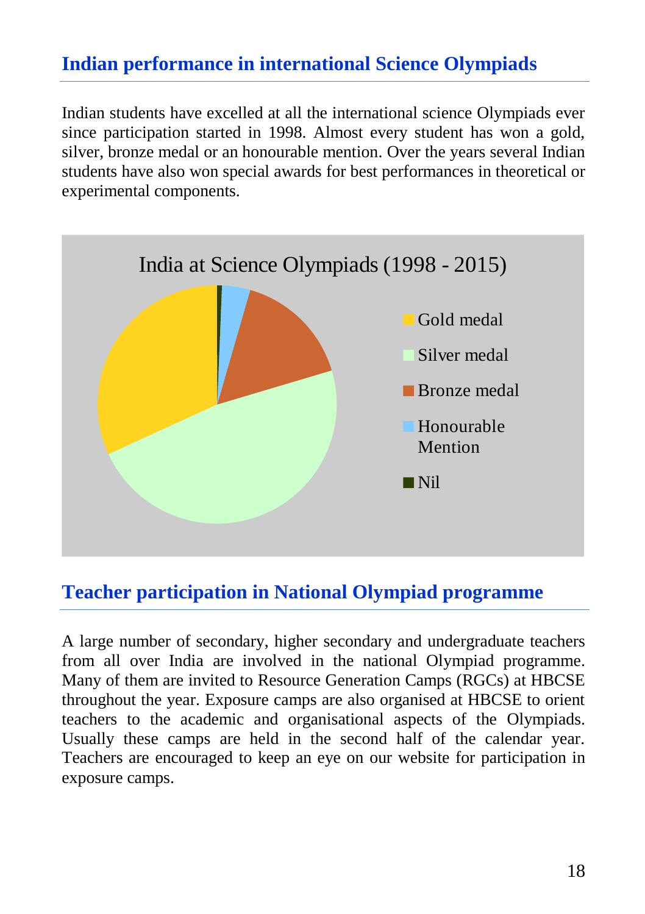## Indian performance in international Science Olympiads

Indian students have excelled at all the international science Olympiads ever since participation started in 1998. Almost every student has won a gold, silver, bronze medal or an honourable mention. Over the years several Indian students have also won special awards for best performances in theoretical or experimental components.

India at Science Olympiads (1998 - 2015)

- Gold medal
- Silver medal
- Bronze medal
- Honourable Mention
- Nil

## Teacher participation in National Olympiad programme

A large number of secondary, higher secondary and undergraduate teachers from all over India are involved in the national Olympiad programme. Many of them are invited to Resource Generation Camps (RGCs) at HBCSE throughout the year. Exposure camps are also organised at HBCSE to orient teachers to the academic and organisational aspects of the Olympiads. Usually these camps are held in the second half of the calendar year. Teachers are encouraged to keep an eye on our website for participation in exposure camps.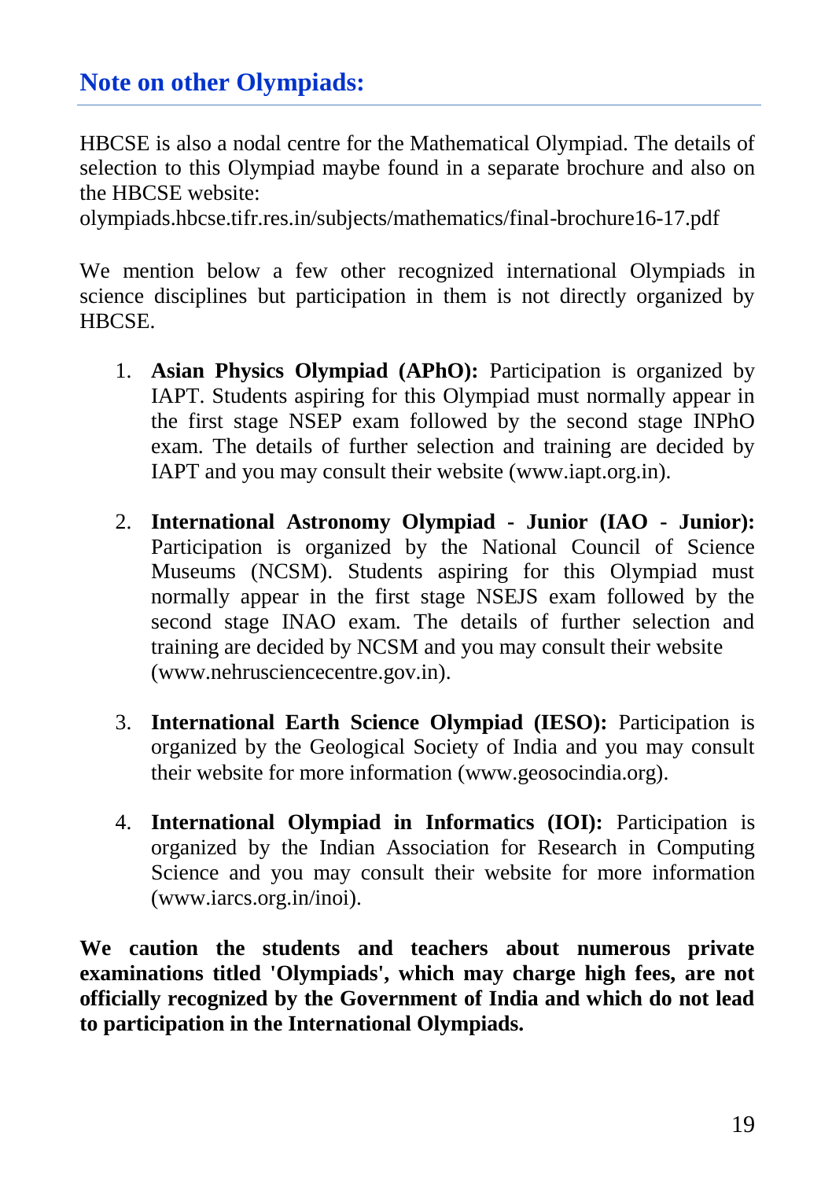## Note on other Olympiads:

HBCSE is also a nodal centre for the Mathematical Olympiad. The details of selection to this Olympiad maybe found in a separate brochure and also on the HBCSE website:
olympiads.hbcse.tifr.res.in/subjects/mathematics/final-brochure16-17.pdf

We mention below a few other recognized international Olympiads in science disciplines but participation in them is not directly organized by HBCSE.

1. **Asian Physics Olympiad (APhO):** Participation is organized by IAPT. Students aspiring for this Olympiad must normally appear in the first stage NSEP exam followed by the second stage INPhO exam. The details of further selection and training are decided by IAPT and you may consult their website (www.iapt.org.in).

2. **International Astronomy Olympiad - Junior (IAO - Junior):** Participation is organized by the National Council of Science Museums (NCSM). Students aspiring for this Olympiad must normally appear in the first stage NSEJS exam followed by the second stage INAO exam. The details of further selection and training are decided by NCSM and you may consult their website (www.nehrusciencecentre.gov.in).

3. **International Earth Science Olympiad (IESO):** Participation is organized by the Geological Society of India and you may consult their website for more information (www.geosocindia.org).

4. **International Olympiad in Informatics (IOI):** Participation is organized by the Indian Association for Research in Computing Science and you may consult their website for more information (www.iarcs.org.in/inoi).

**We caution the students and teachers about numerous private examinations titled 'Olympiads', which may charge high fees, are not officially recognized by the Government of India and which do not lead to participation in the International Olympiads.**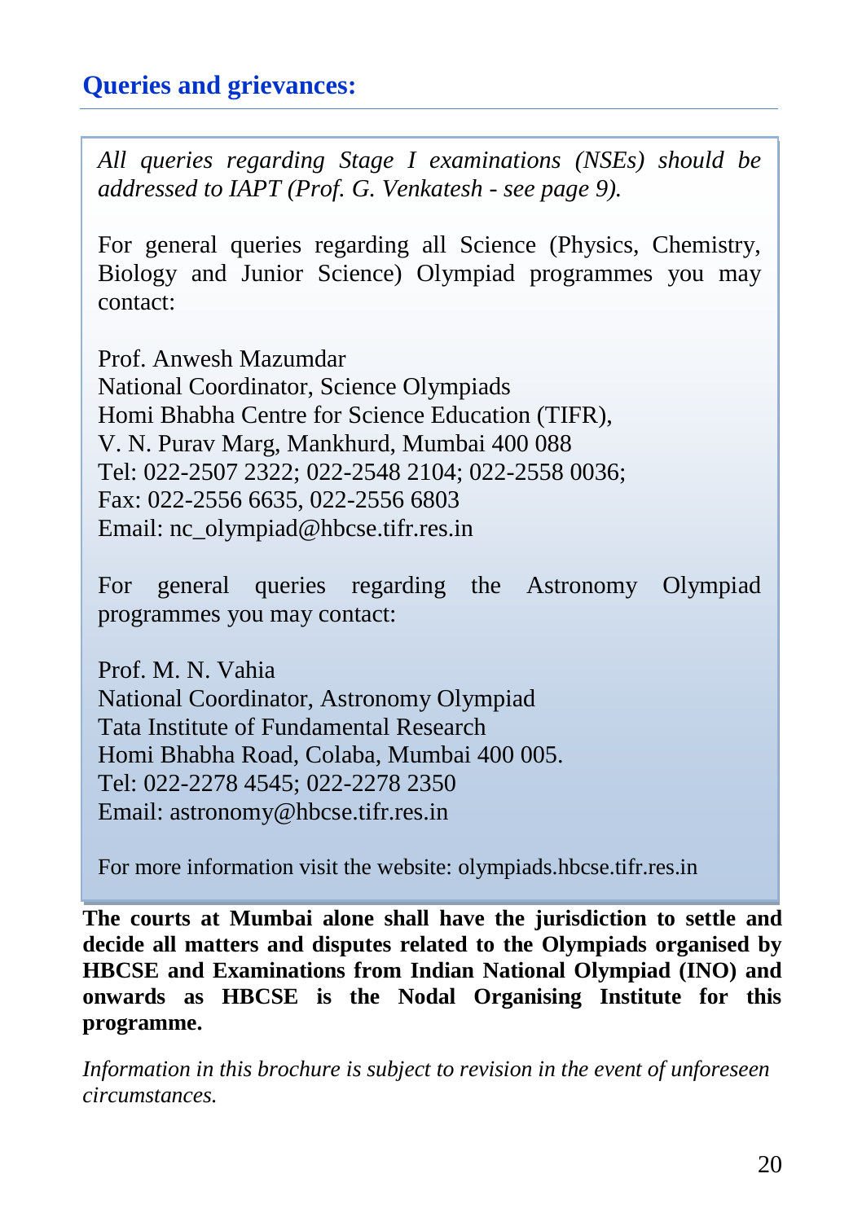## Queries and grievances:

*All queries regarding Stage I examinations (NSEs) should be addressed to IAPT (Prof. G. Venkatesh - see page 9).*

For general queries regarding all Science (Physics, Chemistry, Biology and Junior Science) Olympiad programmes you may contact:

Prof. Anwesh Mazumdar
National Coordinator, Science Olympiads
Homi Bhabha Centre for Science Education (TIFR),
V. N. Purav Marg, Mankhurd, Mumbai 400 088
Tel: 022-2507 2322; 022-2548 2104; 022-2558 0036;
Fax: 022-2556 6635, 022-2556 6803
Email: nc_olympiad@hbcse.tifr.res.in

For general queries regarding the Astronomy Olympiad programmes you may contact:

Prof. M. N. Vahia
National Coordinator, Astronomy Olympiad
Tata Institute of Fundamental Research
Homi Bhabha Road, Colaba, Mumbai 400 005.
Tel: 022-2278 4545; 022-2278 2350
Email: astronomy@hbcse.tifr.res.in

For more information visit the website: olympiads.hbcse.tifr.res.in

**The courts at Mumbai alone shall have the jurisdiction to settle and decide all matters and disputes related to the Olympiads organised by HBCSE and Examinations from Indian National Olympiad (INO) and onwards as HBCSE is the Nodal Organising Institute for this programme.**

*Information in this brochure is subject to revision in the event of unforeseen circumstances.*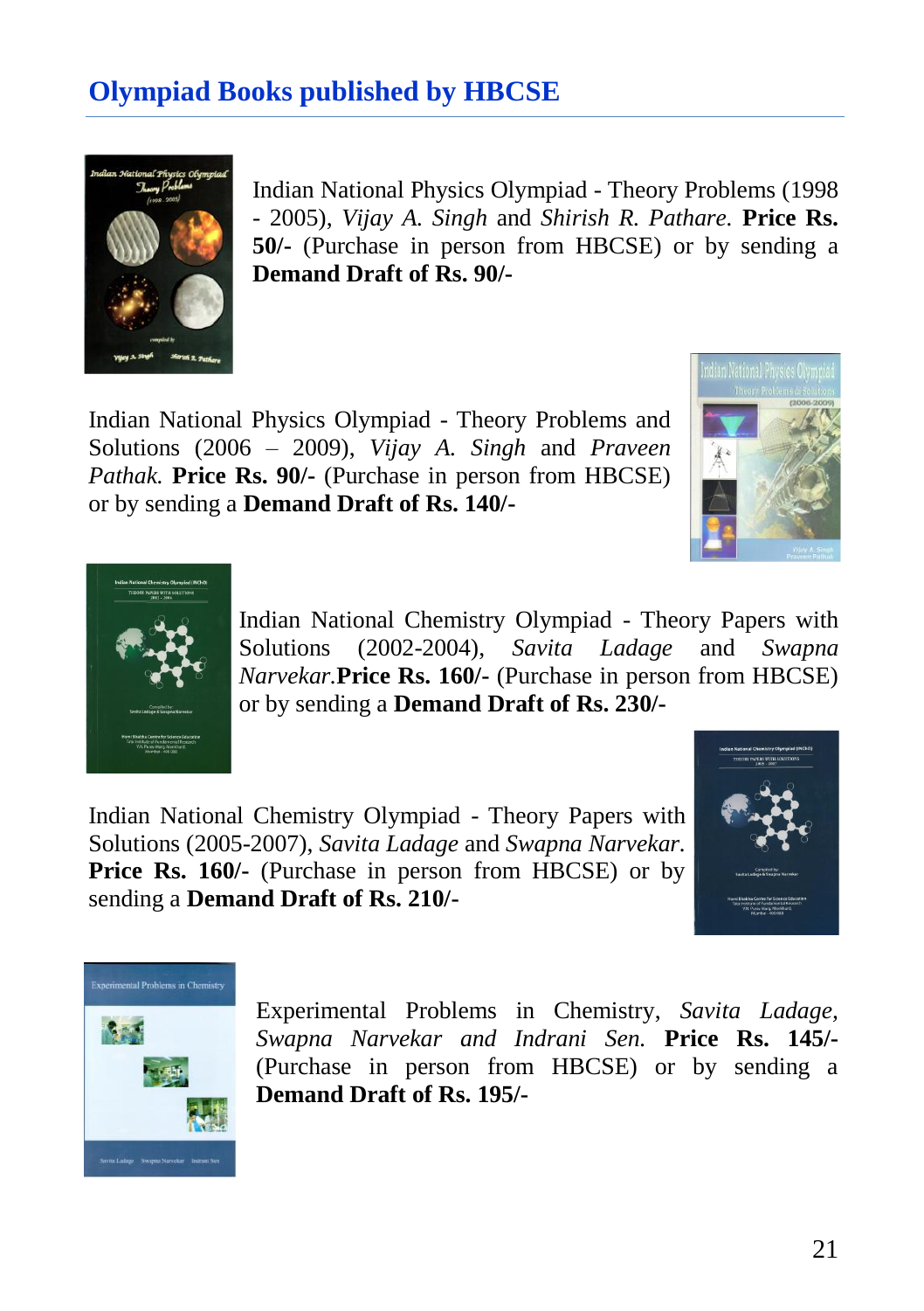## Olympiad Books published by HBCSE

Indian National Physics Olympiad - Theory Problems (1998 - 2005), *Vijay A. Singh* and *Shirish R. Pathare.* **Price Rs. 50/-** (Purchase in person from HBCSE) or by sending a **Demand Draft of Rs. 90/-**

Indian National Physics Olympiad - Theory Problems and Solutions (2006 – 2009), *Vijay A. Singh* and *Praveen Pathak.* **Price Rs. 90/-** (Purchase in person from HBCSE) or by sending a **Demand Draft of Rs. 140/-**

Indian National Chemistry Olympiad - Theory Papers with Solutions (2002-2004), *Savita Ladage* and *Swapna Narvekar.***Price Rs. 160/-** (Purchase in person from HBCSE) or by sending a **Demand Draft of Rs. 230/-**

Indian National Chemistry Olympiad - Theory Papers with Solutions (2005-2007), *Savita Ladage* and *Swapna Narvekar.* **Price Rs. 160/-** (Purchase in person from HBCSE) or by sending a **Demand Draft of Rs. 210/-**

Experimental Problems in Chemistry, *Savita Ladage, Swapna Narvekar and Indrani Sen.* **Price Rs. 145/-** (Purchase in person from HBCSE) or by sending a **Demand Draft of Rs. 195/-**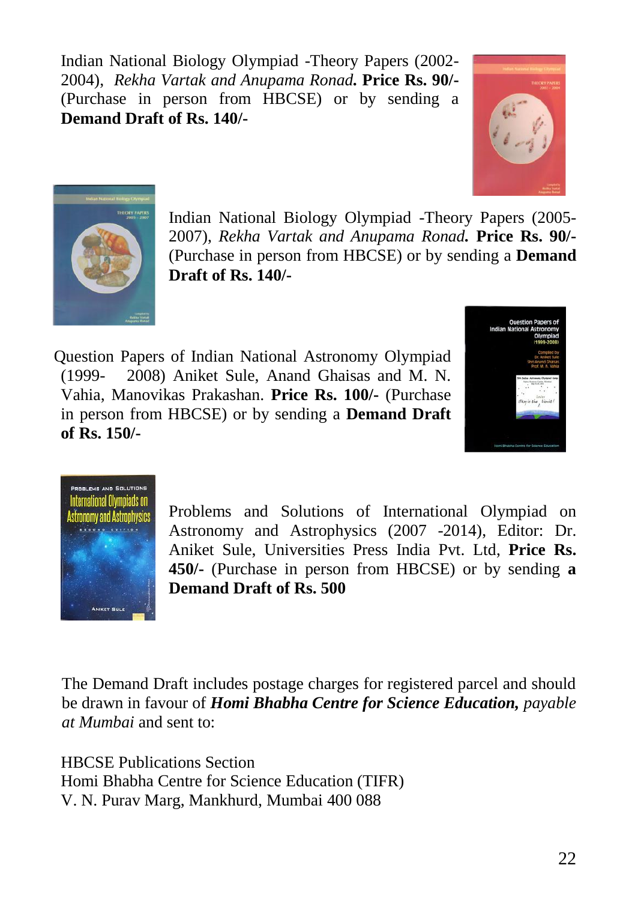Indian National Biology Olympiad -Theory Papers (2002-2004), *Rekha Vartak and Anupama Ronad.* **Price Rs. 90/-** (Purchase in person from HBCSE) or by sending a **Demand Draft of Rs. 140/-**

Indian National Biology Olympiad -Theory Papers (2005-2007), *Rekha Vartak and Anupama Ronad.* **Price Rs. 90/-** (Purchase in person from HBCSE) or by sending a **Demand Draft of Rs. 140/-**

Question Papers of Indian National Astronomy Olympiad (1999- 2008) Aniket Sule, Anand Ghaisas and M. N. Vahia, Manovikas Prakashan. **Price Rs. 100/-** (Purchase in person from HBCSE) or by sending a **Demand Draft of Rs. 150/-**

Problems and Solutions of International Olympiad on Astronomy and Astrophysics (2007 -2014), Editor: Dr. Aniket Sule, Universities Press India Pvt. Ltd, **Price Rs. 450/-** (Purchase in person from HBCSE) or by sending **a Demand Draft of Rs. 500**

The Demand Draft includes postage charges for registered parcel and should be drawn in favour of ***Homi Bhabha Centre for Science Education,*** *payable at Mumbai* and sent to:

HBCSE Publications Section
Homi Bhabha Centre for Science Education (TIFR)
V. N. Purav Marg, Mankhurd, Mumbai 400 088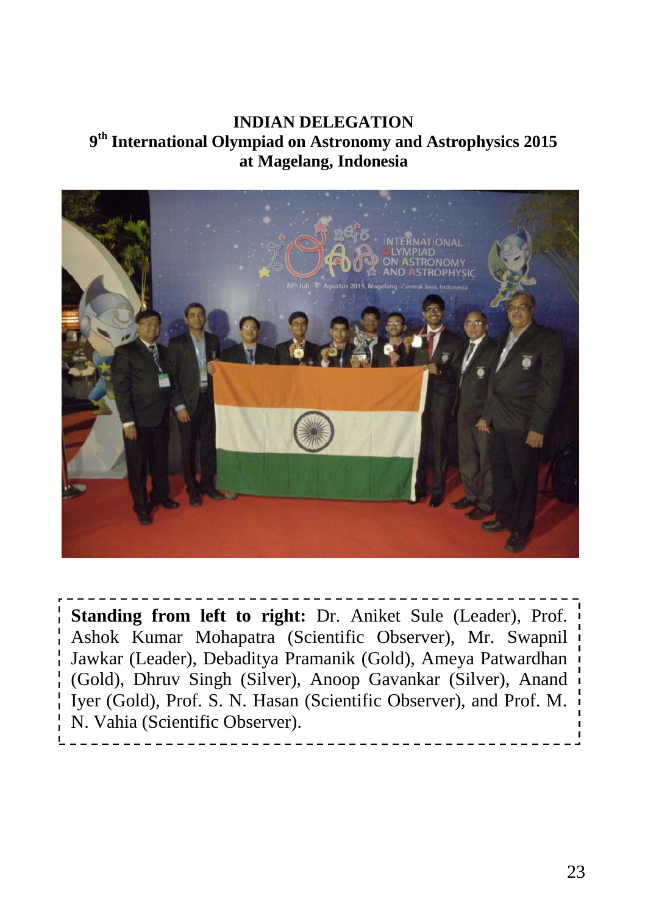**INDIAN DELEGATION**
**9th International Olympiad on Astronomy and Astrophysics 2015**
**at Magelang, Indonesia**

**Standing from left to right:** Dr. Aniket Sule (Leader), Prof. Ashok Kumar Mohapatra (Scientific Observer), Mr. Swapnil Jawkar (Leader), Debaditya Pramanik (Gold), Ameya Patwardhan (Gold), Dhruv Singh (Silver), Anoop Gavankar (Silver), Anand Iyer (Gold), Prof. S. N. Hasan (Scientific Observer), and Prof. M. N. Vahia (Scientific Observer).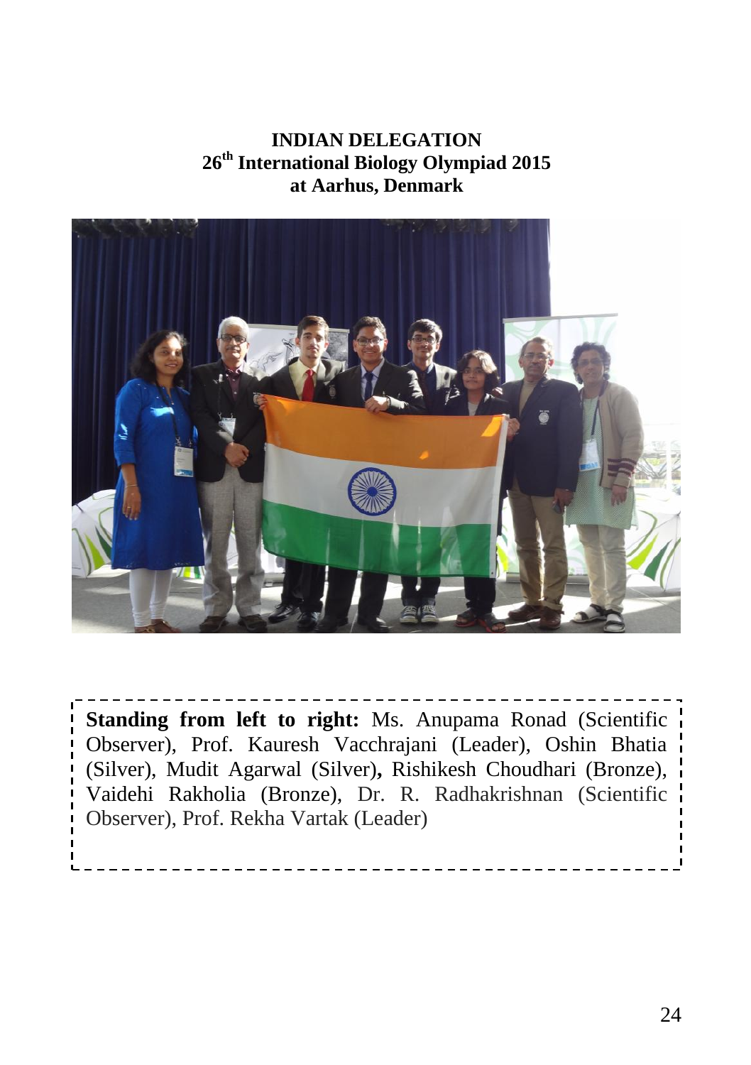**INDIAN DELEGATION**
**26th International Biology Olympiad 2015**
**at Aarhus, Denmark**

**Standing from left to right:** Ms. Anupama Ronad (Scientific Observer), Prof. Kauresh Vacchrajani (Leader), Oshin Bhatia (Silver), Mudit Agarwal (Silver)**,** Rishikesh Choudhari (Bronze), Vaidehi Rakholia (Bronze), Dr. R. Radhakrishnan (Scientific Observer), Prof. Rekha Vartak (Leader)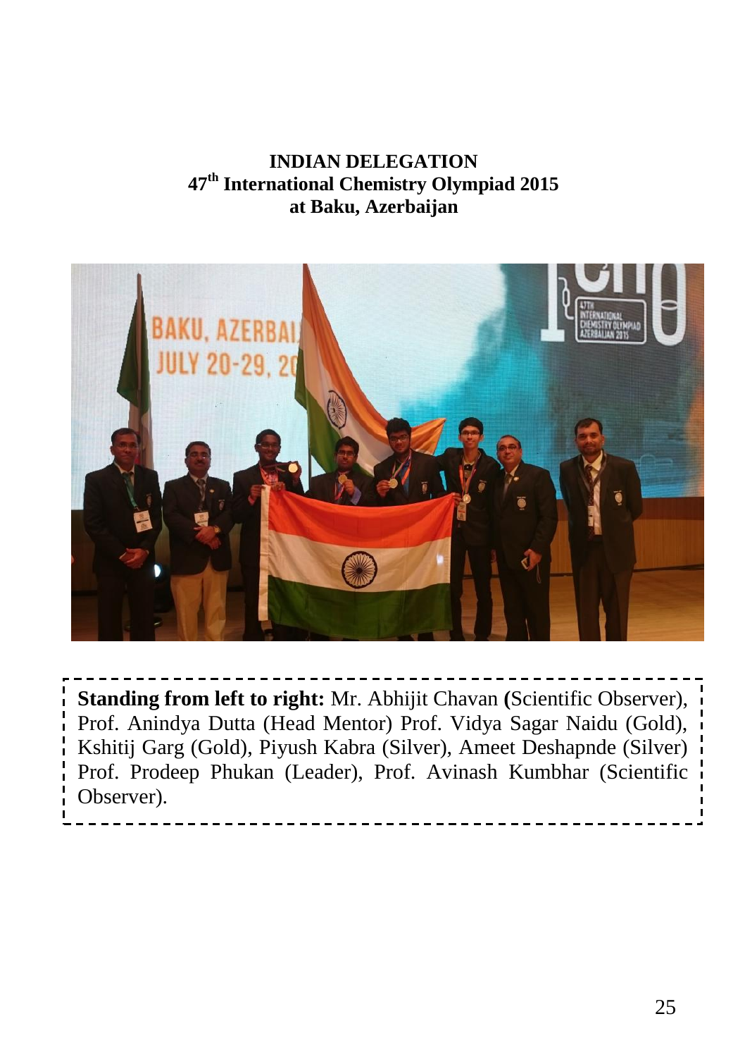**INDIAN DELEGATION**
**47th International Chemistry Olympiad 2015**
**at Baku, Azerbaijan**

**Standing from left to right:** Mr. Abhijit Chavan **(**Scientific Observer), Prof. Anindya Dutta (Head Mentor) Prof. Vidya Sagar Naidu (Gold), Kshitij Garg (Gold), Piyush Kabra (Silver), Ameet Deshapnde (Silver) Prof. Prodeep Phukan (Leader), Prof. Avinash Kumbhar (Scientific Observer).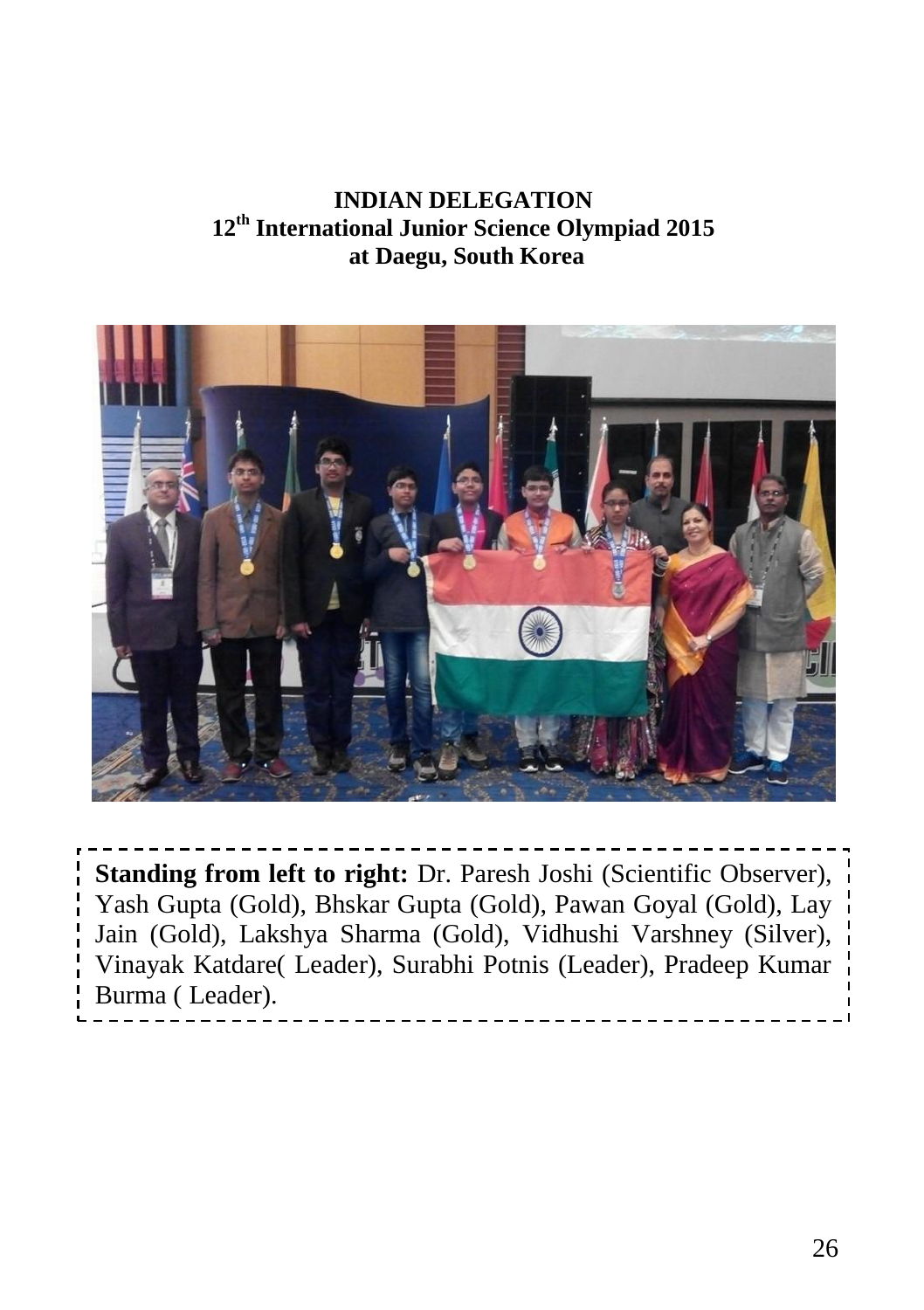**INDIAN DELEGATION**
**12th International Junior Science Olympiad 2015**
**at Daegu, South Korea**

**Standing from left to right:** Dr. Paresh Joshi (Scientific Observer), Yash Gupta (Gold), Bhskar Gupta (Gold), Pawan Goyal (Gold), Lay Jain (Gold), Lakshya Sharma (Gold), Vidhushi Varshney (Silver), Vinayak Katdare( Leader), Surabhi Potnis (Leader), Pradeep Kumar Burma ( Leader).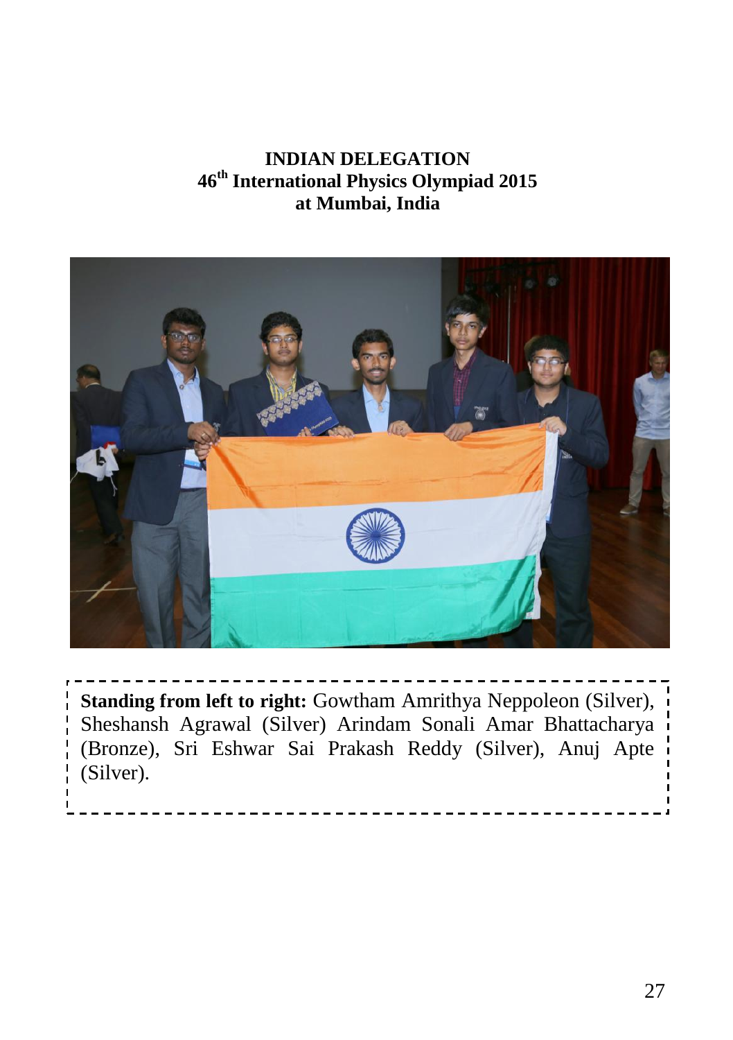**INDIAN DELEGATION**
**46th International Physics Olympiad 2015**
**at Mumbai, India**

**Standing from left to right:** Gowtham Amrithya Neppoleon (Silver), Sheshansh Agrawal (Silver) Arindam Sonali Amar Bhattacharya (Bronze), Sri Eshwar Sai Prakash Reddy (Silver), Anuj Apte (Silver).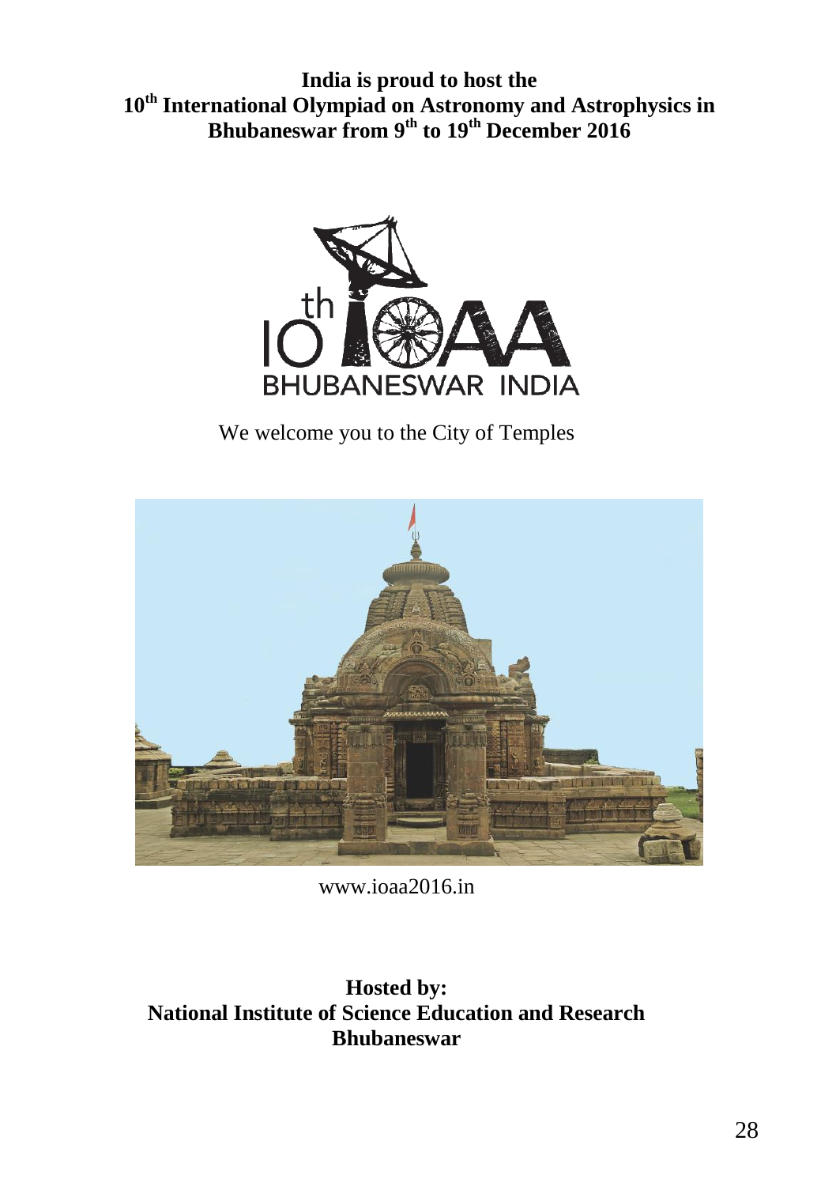**India is proud to host the**
**10th International Olympiad on Astronomy and Astrophysics in Bhubaneswar from 9th to 19th December 2016**

We welcome you to the City of Temples

www.ioaa2016.in

**Hosted by:**
**National Institute of Science Education and Research**
**Bhubaneswar**